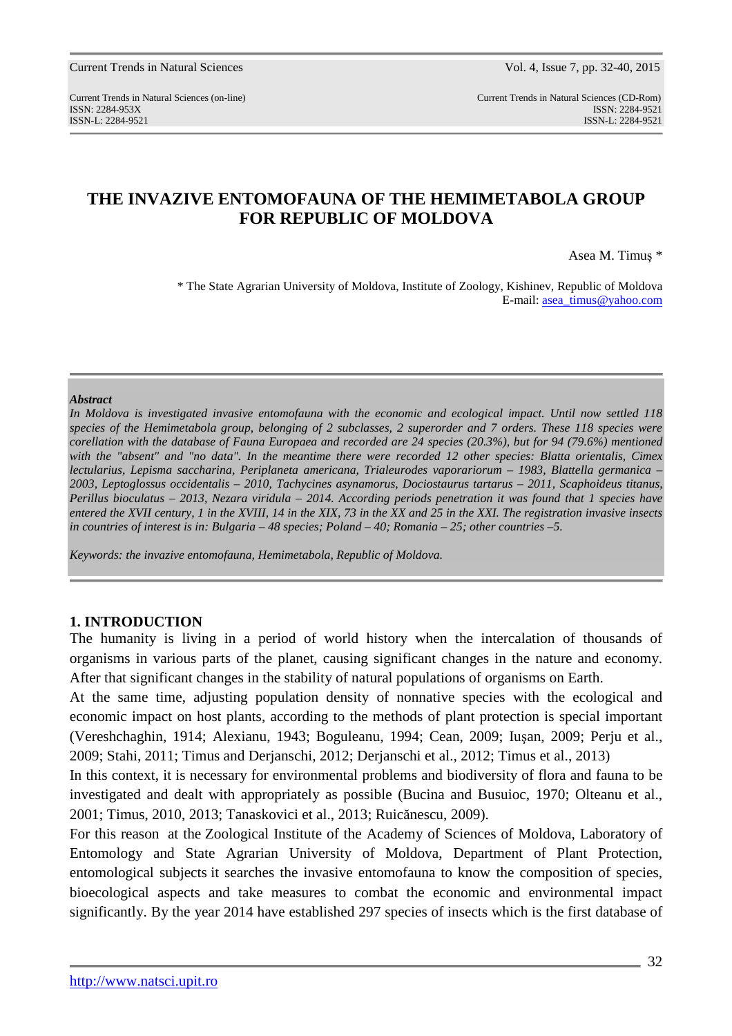# THE INVAZIVE ENTOMOFAUNA OF THE HEMIMETABOLA GROUP FOR REPUBLIC OF MOLDOVA

Asea M. Timuş *

\* The State Agrarian University of Moldova, Institute of Zoology, Kishinev, Republic of Moldova
E-mail: asea_timus@yahoo.com

***Abstract***

*In Moldova is investigated invasive entomofauna with the economic and ecological impact. Until now settled 118 species of the Hemimetabola group, belonging of 2 subclasses, 2 superorder and 7 orders. These 118 species were corellation with the database of Fauna Europaea and recorded are 24 species (20.3%), but for 94 (79.6%) mentioned with the "absent" and "no data". In the meantime there were recorded 12 other species: Blatta orientalis, Cimex lectularius, Lepisma saccharina, Periplaneta americana, Trialeurodes vaporariorum – 1983, Blattella germanica – 2003, Leptoglossus occidentalis – 2010, Tachycines asynamorus, Dociostaurus tartarus – 2011, Scaphoideus titanus, Perillus bioculatus – 2013, Nezara viridula – 2014. According periods penetration it was found that 1 species have entered the XVII century, 1 in the XVIII, 14 in the XIX, 73 in the XX and 25 in the XXI. The registration invasive insects in countries of interest is in: Bulgaria – 48 species; Poland – 40; Romania – 25; other countries –5.*

*Keywords: the invazive entomofauna, Hemimetabola, Republic of Moldova.*

## 1. INTRODUCTION

The humanity is living in a period of world history when the intercalation of thousands of organisms in various parts of the planet, causing significant changes in the nature and economy. After that significant changes in the stability of natural populations of organisms on Earth.

At the same time, adjusting population density of nonnative species with the ecological and economic impact on host plants, according to the methods of plant protection is special important (Vereshchaghin, 1914; Alexianu, 1943; Boguleanu, 1994; Cean, 2009; Iuşan, 2009; Perju et al., 2009; Stahi, 2011; Timus and Derjanschi, 2012; Derjanschi et al., 2012; Timus et al., 2013)

In this context, it is necessary for environmental problems and biodiversity of flora and fauna to be investigated and dealt with appropriately as possible (Bucina and Busuioc, 1970; Olteanu et al., 2001; Timus, 2010, 2013; Tanaskovici et al., 2013; Ruicănescu, 2009).

For this reason at the Zoological Institute of the Academy of Sciences of Moldova, Laboratory of Entomology and State Agrarian University of Moldova, Department of Plant Protection, entomological subjects it searches the invasive entomofauna to know the composition of species, bioecological aspects and take measures to combat the economic and environmental impact significantly. By the year 2014 have established 297 species of insects which is the first database of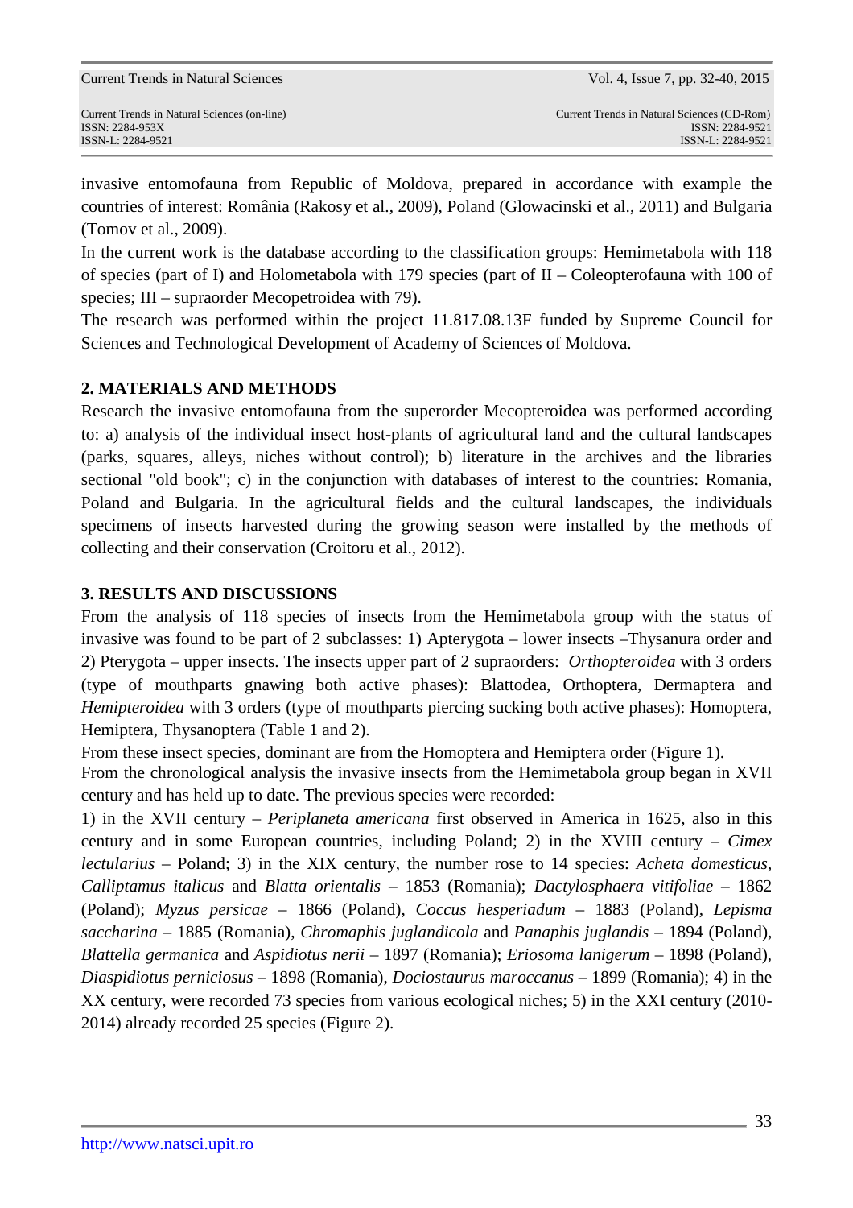invasive entomofauna from Republic of Moldova, prepared in accordance with example the countries of interest: România (Rakosy et al., 2009), Poland (Glowacinski et al., 2011) and Bulgaria (Tomov et al., 2009).

In the current work is the database according to the classification groups: Hemimetabola with 118 of species (part of I) and Holometabola with 179 species (part of II – Coleopterofauna with 100 of species; III – supraorder Mecopetroidea with 79).

The research was performed within the project 11.817.08.13F funded by Supreme Council for Sciences and Technological Development of Academy of Sciences of Moldova.

## 2. MATERIALS AND METHODS

Research the invasive entomofauna from the superorder Mecopteroidea was performed according to: a) analysis of the individual insect host-plants of agricultural land and the cultural landscapes (parks, squares, alleys, niches without control); b) literature in the archives and the libraries sectional "old book"; c) in the conjunction with databases of interest to the countries: Romania, Poland and Bulgaria. In the agricultural fields and the cultural landscapes, the individuals specimens of insects harvested during the growing season were installed by the methods of collecting and their conservation (Croitoru et al., 2012).

## 3. RESULTS AND DISCUSSIONS

From the analysis of 118 species of insects from the Hemimetabola group with the status of invasive was found to be part of 2 subclasses: 1) Apterygota – lower insects –Thysanura order and 2) Pterygota – upper insects. The insects upper part of 2 supraorders: *Orthopteroidea* with 3 orders (type of mouthparts gnawing both active phases): Blattodea, Orthoptera, Dermaptera and *Hemipteroidea* with 3 orders (type of mouthparts piercing sucking both active phases): Homoptera, Hemiptera, Thysanoptera (Table 1 and 2).

From these insect species, dominant are from the Homoptera and Hemiptera order (Figure 1).

From the chronological analysis the invasive insects from the Hemimetabola group began in XVII century and has held up to date. The previous species were recorded:

1) in the XVII century – *Periplaneta americana* first observed in America in 1625, also in this century and in some European countries, including Poland; 2) in the XVIII century – *Cimex lectularius* – Poland; 3) in the XIX century, the number rose to 14 species: *Acheta domesticus*, *Calliptamus italicus* and *Blatta orientalis* – 1853 (Romania); *Dactylosphaera vitifoliae* – 1862 (Poland); *Myzus persicae* – 1866 (Poland), *Coccus hesperiadum* – 1883 (Poland), *Lepisma saccharina* – 1885 (Romania), *Chromaphis juglandicola* and *Panaphis juglandis* – 1894 (Poland), *Blattella germanica* and *Aspidiotus nerii* – 1897 (Romania); *Eriosoma lanigerum* – 1898 (Poland), *Diaspidiotus perniciosus* – 1898 (Romania), *Dociostaurus maroccanus* – 1899 (Romania); 4) in the XX century, were recorded 73 species from various ecological niches; 5) in the XXI century (2010-2014) already recorded 25 species (Figure 2).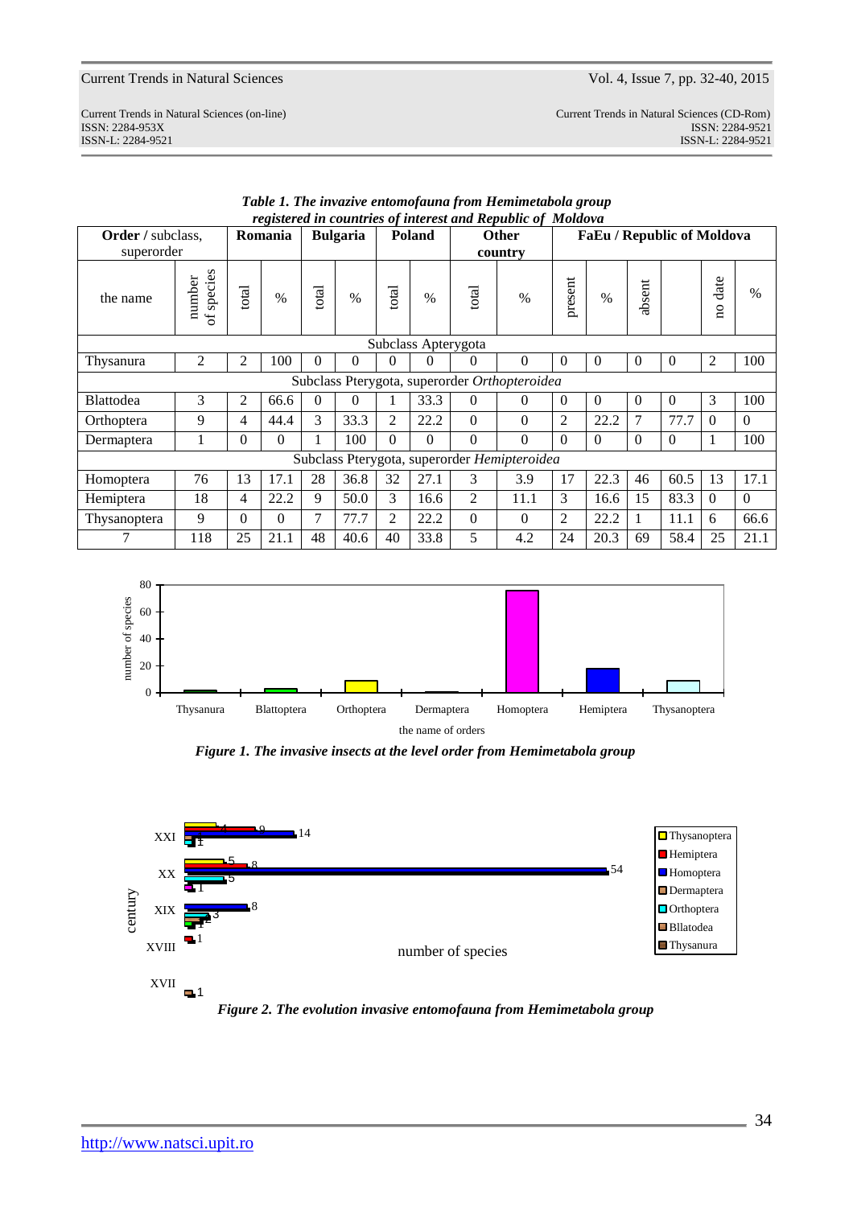***Table 1. The invazive entomofauna from Hemimetabola group registered in countries of interest and Republic of Moldova***

| **Order** / subclass, superorder | | Romania | | Bulgaria | | Poland | | Other country | | FaEu / Republic of Moldova | | | | | |
|---|---|---|---|---|---|---|---|---|---|---|---|---|---|---|---|
| the name | number of species | total | % | total | % | total | % | total | % | present | % | absent | | no date | % |
| Subclass Apterygota | | | | | | | | | | | | | | | |
| Thysanura | 2 | 2 | 100 | 0 | 0 | 0 | 0 | 0 | 0 | 0 | 0 | 0 | 0 | 2 | 100 |
| Subclass Pterygota, superorder *Orthopteroidea* | | | | | | | | | | | | | | | |
| Blattodea | 3 | 2 | 66.6 | 0 | 0 | 1 | 33.3 | 0 | 0 | 0 | 0 | 0 | 0 | 3 | 100 |
| Orthoptera | 9 | 4 | 44.4 | 3 | 33.3 | 2 | 22.2 | 0 | 0 | 2 | 22.2 | 7 | 77.7 | 0 | 0 |
| Dermaptera | 1 | 0 | 0 | 1 | 100 | 0 | 0 | 0 | 0 | 0 | 0 | 0 | 0 | 1 | 100 |
| Subclass Pterygota, superorder *Hemipteroidea* | | | | | | | | | | | | | | | |
| Homoptera | 76 | 13 | 17.1 | 28 | 36.8 | 32 | 27.1 | 3 | 3.9 | 17 | 22.3 | 46 | 60.5 | 13 | 17.1 |
| Hemiptera | 18 | 4 | 22.2 | 9 | 50.0 | 3 | 16.6 | 2 | 11.1 | 3 | 16.6 | 15 | 83.3 | 0 | 0 |
| Thysanoptera | 9 | 0 | 0 | 7 | 77.7 | 2 | 22.2 | 0 | 0 | 2 | 22.2 | 1 | 11.1 | 6 | 66.6 |
| 7 | 118 | 25 | 21.1 | 48 | 40.6 | 40 | 33.8 | 5 | 4.2 | 24 | 20.3 | 69 | 58.4 | 25 | 21.1 |

***Figure 1. The invasive insects at the level order from Hemimetabola group***

***Figure 2. The evolution invasive entomofauna from Hemimetabola group***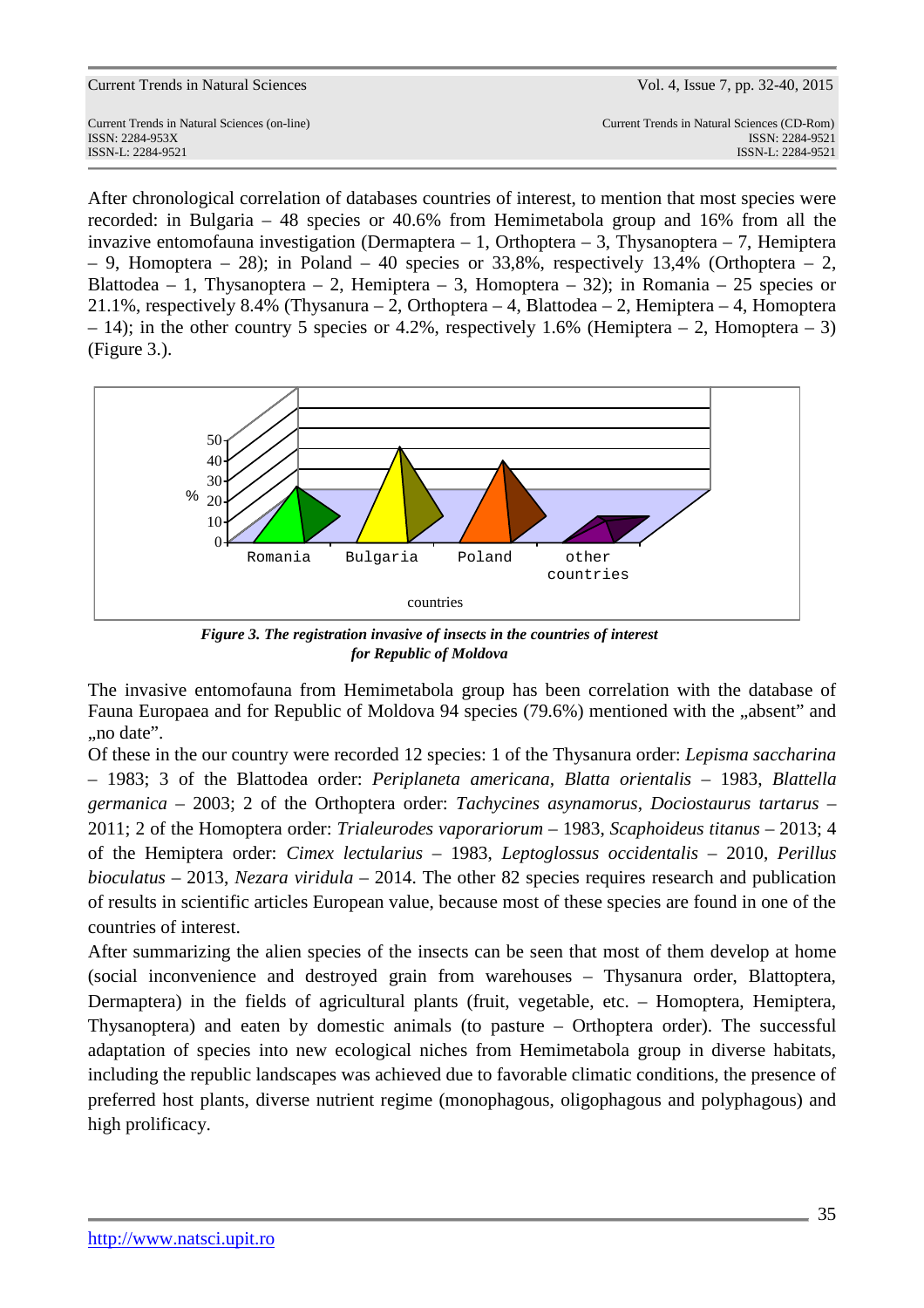After chronological correlation of databases countries of interest, to mention that most species were recorded: in Bulgaria – 48 species or 40.6% from Hemimetabola group and 16% from all the invazive entomofauna investigation (Dermaptera – 1, Orthoptera – 3, Thysanoptera – 7, Hemiptera – 9, Homoptera – 28); in Poland – 40 species or 33,8%, respectively 13,4% (Orthoptera – 2, Blattodea – 1, Thysanoptera – 2, Hemiptera – 3, Homoptera – 32); in Romania – 25 species or 21.1%, respectively 8.4% (Thysanura – 2, Orthoptera – 4, Blattodea – 2, Hemiptera – 4, Homoptera – 14); in the other country 5 species or 4.2%, respectively 1.6% (Hemiptera – 2, Homoptera – 3) (Figure 3.).

***Figure 3. The registration invasive of insects in the countries of interest for Republic of Moldova***

The invasive entomofauna from Hemimetabola group has been correlation with the database of Fauna Europaea and for Republic of Moldova 94 species (79.6%) mentioned with the „absent" and „no date".

Of these in the our country were recorded 12 species: 1 of the Thysanura order: *Lepisma saccharina* – 1983; 3 of the Blattodea order: *Periplaneta americana*, *Blatta orientalis* – 1983, *Blattella germanica* – 2003; 2 of the Orthoptera order: *Tachycines asynamorus*, *Dociostaurus tartarus* – 2011; 2 of the Homoptera order: *Trialeurodes vaporariorum* – 1983, *Scaphoideus titanus* – 2013; 4 of the Hemiptera order: *Cimex lectularius* – 1983, *Leptoglossus occidentalis* – 2010, *Perillus bioculatus* – 2013, *Nezara viridula* – 2014. The other 82 species requires research and publication of results in scientific articles European value, because most of these species are found in one of the countries of interest.

After summarizing the alien species of the insects can be seen that most of them develop at home (social inconvenience and destroyed grain from warehouses – Thysanura order, Blattoptera, Dermaptera) in the fields of agricultural plants (fruit, vegetable, etc. – Homoptera, Hemiptera, Thysanoptera) and eaten by domestic animals (to pasture – Orthoptera order). The successful adaptation of species into new ecological niches from Hemimetabola group in diverse habitats, including the republic landscapes was achieved due to favorable climatic conditions, the presence of preferred host plants, diverse nutrient regime (monophagous, oligophagous and polyphagous) and high prolificacy.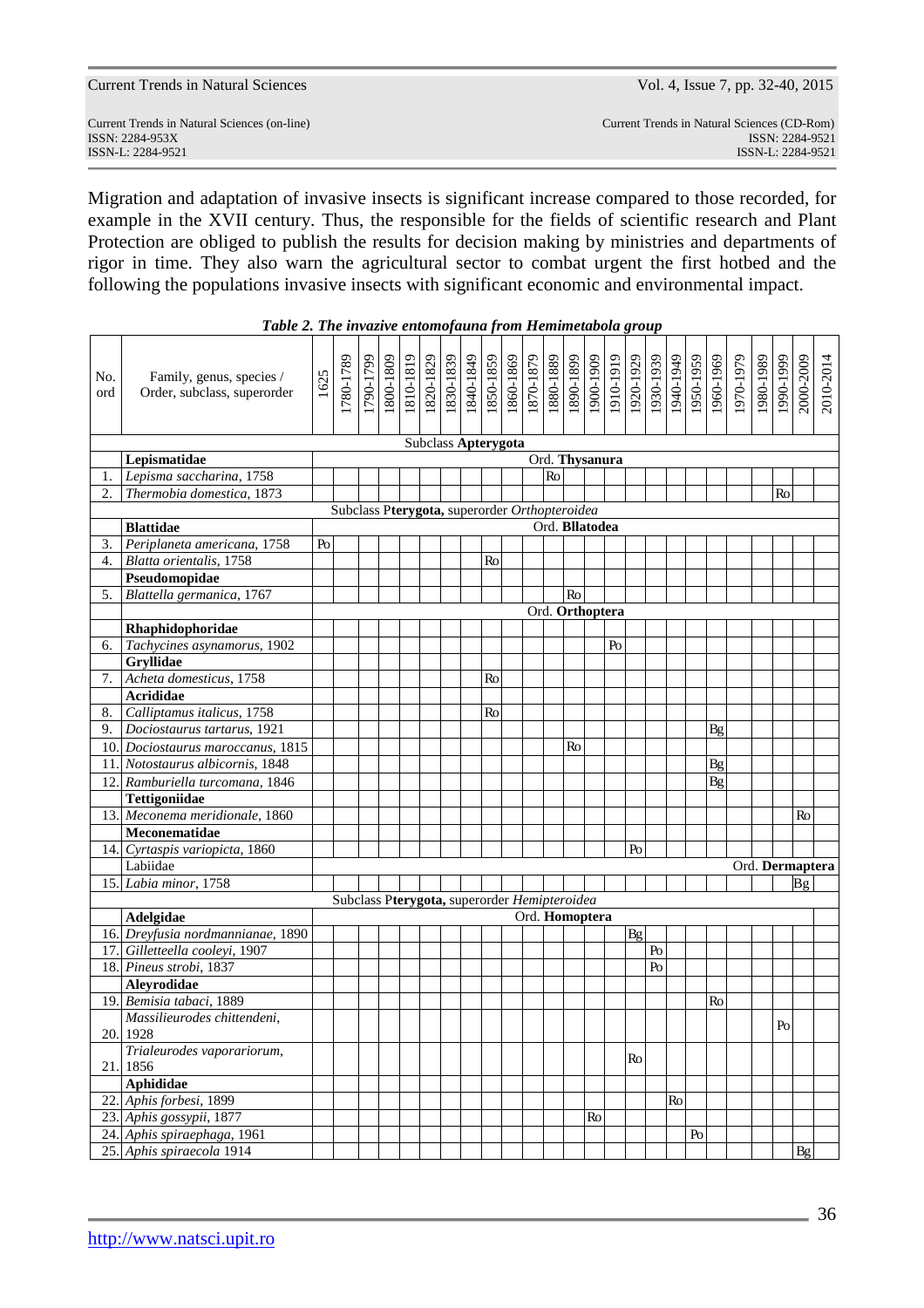Migration and adaptation of invasive insects is significant increase compared to those recorded, for example in the XVII century. Thus, the responsible for the fields of scientific research and Plant Protection are obliged to publish the results for decision making by ministries and departments of rigor in time. They also warn the agricultural sector to combat urgent the first hotbed and the following the populations invasive insects with significant economic and environmental impact.

***Table 2. The invazive entomofauna from Hemimetabola group***

| No. ord | Family, genus, species / Order, subclass, superorder | 1625 | 1780-1789 | 1790-1799 | 1800-1809 | 1810-1819 | 1820-1829 | 1830-1839 | 1840-1849 | 1850-1859 | 1860-1869 | 1870-1879 | 1880-1889 | 1890-1899 | 1900-1909 | 1910-1919 | 1920-1929 | 1930-1939 | 1940-1949 | 1950-1959 | 1960-1969 | 1970-1979 | 1980-1989 | 1990-1999 | 2000-2009 | 2010-2014 |
|---|---|---|---|---|---|---|---|---|---|---|---|---|---|---|---|---|---|---|---|---|---|---|---|---|---|---|
| | Subclass **Apterygota** | | | | | | | | | | | | | | | | | | | | | | | | | |
| | **Lepismatidae** | Ord. **Thysanura** | | | | | | | | | | | | | | | | | | | | | | | | |
| 1. | *Lepisma saccharina*, 1758 | | | | | | | | | | | | Ro | | | | | | | | | | | | | |
| 2. | *Thermobia domestica*, 1873 | | | | | | | | | | | | | | | | | | | | | | | Ro | | |
| | Subclass P**terygota,** superorder *Orthopteroidea* | | | | | | | | | | | | | | | | | | | | | | | | | |
| | **Blattidae** | Ord. **Bllatodea** | | | | | | | | | | | | | | | | | | | | | | | | |
| 3. | *Periplaneta americana*, 1758 | Po | | | | | | | | | | | | | | | | | | | | | | | | |
| 4. | *Blatta orientalis*, 1758 | | | | | | | | | Ro | | | | | | | | | | | | | | | | |
| | **Pseudomopidae** | | | | | | | | | | | | | | | | | | | | | | | | | |
| 5. | *Blattella germanica*, 1767 | | | | | | | | | | | | | Ro | | | | | | | | | | | | |
| | | Ord. **Orthoptera** | | | | | | | | | | | | | | | | | | | | | | | | |
| | **Rhaphidophoridae** | | | | | | | | | | | | | | | | | | | | | | | | | |
| 6. | *Tachycines asynamorus*, 1902 | | | | | | | | | | | | | | | Po | | | | | | | | | | |
| | **Gryllidae** | | | | | | | | | | | | | | | | | | | | | | | | | |
| 7. | *Acheta domesticus*, 1758 | | | | | | | | | Ro | | | | | | | | | | | | | | | | |
| | **Acrididae** | | | | | | | | | | | | | | | | | | | | | | | | | |
| 8. | *Calliptamus italicus*, 1758 | | | | | | | | | Ro | | | | | | | | | | | | | | | | |
| 9. | *Dociostaurus tartarus*, 1921 | | | | | | | | | | | | | | | | | | | | Bg | | | | | |
| 10. | *Dociostaurus maroccanus*, 1815 | | | | | | | | | | | | | Ro | | | | | | | | | | | | |
| 11. | *Notostaurus albicornis*, 1848 | | | | | | | | | | | | | | | | | | | | Bg | | | | | |
| 12. | *Ramburiella turcomana*, 1846 | | | | | | | | | | | | | | | | | | | | Bg | | | | | |
| | **Tettigoniidae** | | | | | | | | | | | | | | | | | | | | | | | | | |
| 13. | *Meconema meridionale*, 1860 | | | | | | | | | | | | | | | | | | | | | | | | Ro | |
| | **Meconematidae** | | | | | | | | | | | | | | | | | | | | | | | | | |
| 14. | *Cyrtaspis variopicta*, 1860 | | | | | | | | | | | | | | | | Po | | | | | | | | | |
| | Labiidae | Ord. **Dermaptera** | | | | | | | | | | | | | | | | | | | | | | | | |
| 15. | *Labia minor*, 1758 | | | | | | | | | | | | | | | | | | | | | | | | Bg | |
| | Subclass P**terygota,** superorder *Hemipteroidea* | | | | | | | | | | | | | | | | | | | | | | | | | |
| | **Adelgidae** | Ord. **Homoptera** | | | | | | | | | | | | | | | | | | | | | | | | |
| 16. | *Dreyfusia nordmannianae*, 1890 | | | | | | | | | | | | | | | | Bg | | | | | | | | | |
| 17. | *Gilletteella cooleyi*, 1907 | | | | | | | | | | | | | | | | | Po | | | | | | | | |
| 18. | *Pineus strobi*, 1837 | | | | | | | | | | | | | | | | | Po | | | | | | | | |
| | **Aleyrodidae** | | | | | | | | | | | | | | | | | | | | | | | | | |
| 19. | *Bemisia tabaci*, 1889 | | | | | | | | | | | | | | | | | | | | Ro | | | | | |
| 20. | *Massilieurodes chittendeni*, 1928 | | | | | | | | | | | | | | | | | | | | | | | Po | | |
| 21. | *Trialeurodes vaporariorum*, 1856 | | | | | | | | | | | | | | | | Ro | | | | | | | | | |
| | **Aphididae** | | | | | | | | | | | | | | | | | | | | | | | | | |
| 22. | *Aphis forbesi*, 1899 | | | | | | | | | | | | | | | | | | Ro | | | | | | | |
| 23. | *Aphis gossypii*, 1877 | | | | | | | | | | | | | | Ro | | | | | | | | | | | |
| 24. | *Aphis spiraephaga*, 1961 | | | | | | | | | | | | | | | | | | | Po | | | | | | |
| 25. | *Aphis spiraecola* 1914 | | | | | | | | | | | | | | | | | | | | | | | | Bg | |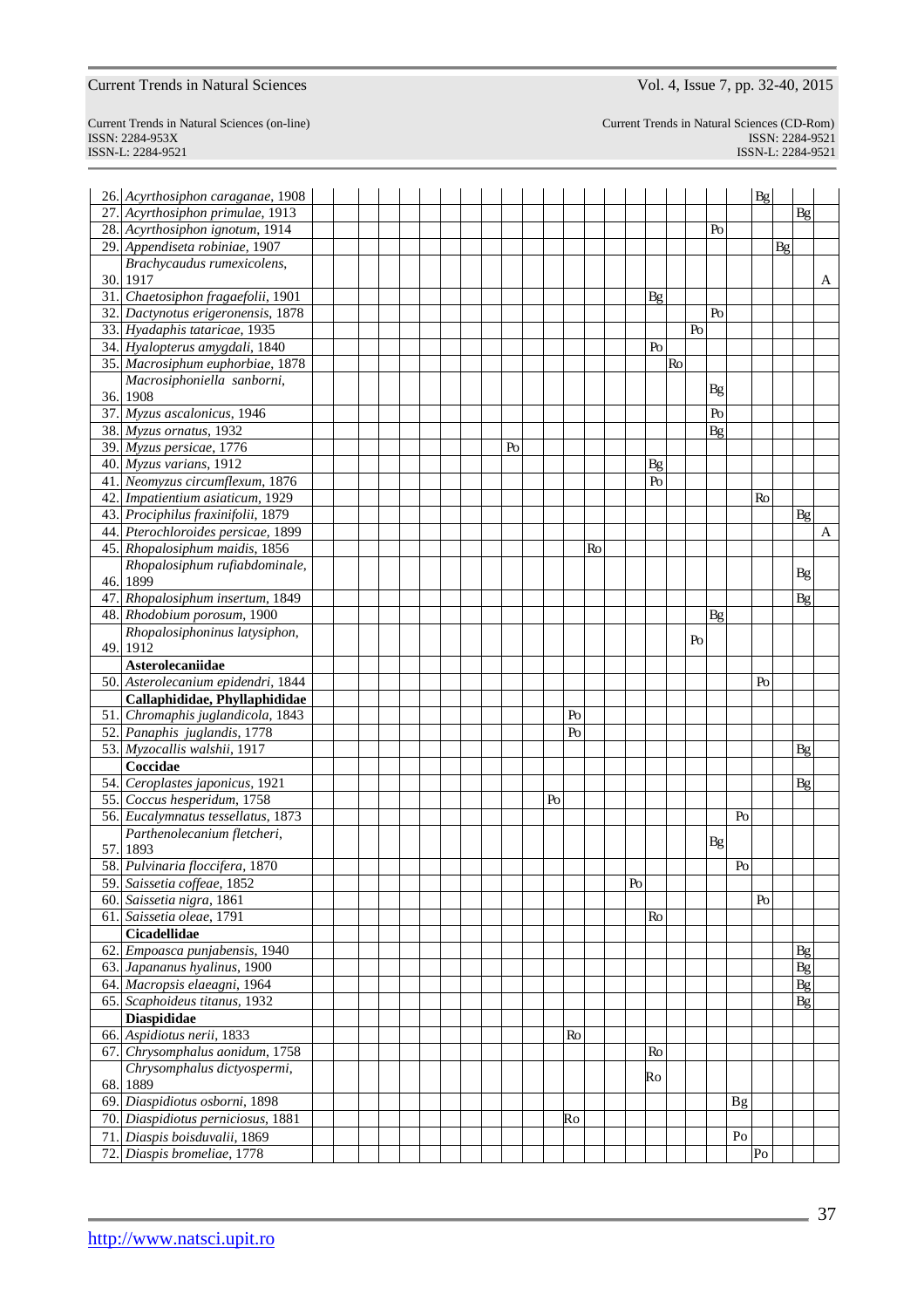| | | | | | | | | | | | | | | | | | | | | | | | | | | |
|---|---|---|---|---|---|---|---|---|---|---|---|---|---|---|---|---|---|---|---|---|---|---|---|---|---|---|
| 26. | *Acyrthosiphon caraganae*, 1908 | | | | | | | | | | | | | | | | | | | | | | Bg | | | |
| 27. | *Acyrthosiphon primulae*, 1913 | | | | | | | | | | | | | | | | | | | | | | | | Bg | |
| 28. | *Acyrthosiphon ignotum*, 1914 | | | | | | | | | | | | | | | | | | | | Po | | | | | |
| 29. | *Appendiseta robiniae*, 1907 | | | | | | | | | | | | | | | | | | | | | | | Bg | | |
| 30. | *Brachycaudus rumexicolens*, 1917 | | | | | | | | | | | | | | | | | | | | | | | | | A |
| 31. | *Chaetosiphon fragaefolii*, 1901 | | | | | | | | | | | | | | | | | Bg | | | | | | | | |
| 32. | *Dactynotus erigeronensis*, 1878 | | | | | | | | | | | | | | | | | | | | Po | | | | | |
| 33. | *Hyadaphis tataricae*, 1935 | | | | | | | | | | | | | | | | | | | Po | | | | | | |
| 34. | *Hyalopterus amygdali*, 1840 | | | | | | | | | | | | | | | | | Po | | | | | | | | |
| 35. | *Macrosiphum euphorbiae*, 1878 | | | | | | | | | | | | | | | | | | Ro | | | | | | | |
| 36. | *Macrosiphoniella sanborni*, 1908 | | | | | | | | | | | | | | | | | | | | Bg | | | | | |
| 37. | *Myzus ascalonicus*, 1946 | | | | | | | | | | | | | | | | | | | | Po | | | | | |
| 38. | *Myzus ornatus*, 1932 | | | | | | | | | | | | | | | | | | | | Bg | | | | | |
| 39. | *Myzus persicae*, 1776 | | | | | | | | | | Po | | | | | | | | | | | | | | | |
| 40. | *Myzus varians*, 1912 | | | | | | | | | | | | | | | | | Bg | | | | | | | | |
| 41. | *Neomyzus circumflexum*, 1876 | | | | | | | | | | | | | | | | | Po | | | | | | | | |
| 42. | *Impatientium asiaticum*, 1929 | | | | | | | | | | | | | | | | | | | | | | Ro | | | |
| 43. | *Prociphilus fraxinifolii*, 1879 | | | | | | | | | | | | | | | | | | | | | | | | Bg | |
| 44. | *Pterochloroides persicae*, 1899 | | | | | | | | | | | | | | | | | | | | | | | | | A |
| 45. | *Rhopalosiphum maidis*, 1856 | | | | | | | | | | | | | | Ro | | | | | | | | | | | |
| 46. | *Rhopalosiphum rufiabdominale*, 1899 | | | | | | | | | | | | | | | | | | | | | | | | Bg | |
| 47. | *Rhopalosiphum insertum*, 1849 | | | | | | | | | | | | | | | | | | | | | | | | Bg | |
| 48. | *Rhodobium porosum*, 1900 | | | | | | | | | | | | | | | | | | | | Bg | | | | | |
| 49. | *Rhopalosiphoninus latysiphon*, 1912 | | | | | | | | | | | | | | | | | | | Po | | | | | | |
| | **Asterolecaniidae** | | | | | | | | | | | | | | | | | | | | | | | | | |
| 50. | *Asterolecanium epidendri*, 1844 | | | | | | | | | | | | | | | | | | | | | | Po | | | |
| | **Callaphididae, Phyllaphididae** | | | | | | | | | | | | | | | | | | | | | | | | | |
| 51. | *Chromaphis juglandicola*, 1843 | | | | | | | | | | | | | Po | | | | | | | | | | | | |
| 52. | *Panaphis juglandis*, 1778 | | | | | | | | | | | | | Po | | | | | | | | | | | | |
| 53. | *Myzocallis walshii*, 1917 | | | | | | | | | | | | | | | | | | | | | | | | Bg | |
| | **Coccidae** | | | | | | | | | | | | | | | | | | | | | | | | | |
| 54. | *Ceroplastes japonicus*, 1921 | | | | | | | | | | | | | | | | | | | | | | | | Bg | |
| 55. | *Coccus hesperidum*, 1758 | | | | | | | | | | | | Po | | | | | | | | | | | | | |
| 56. | *Eucalymnatus tessellatus*, 1873 | | | | | | | | | | | | | | | | | | | | | Po | | | | |
| 57. | *Parthenolecanium fletcheri*, 1893 | | | | | | | | | | | | | | | | | | | | Bg | | | | | |
| 58. | *Pulvinaria floccifera*, 1870 | | | | | | | | | | | | | | | | | | | | | Po | | | | |
| 59. | *Saissetia coffeae*, 1852 | | | | | | | | | | | | | | | | Po | | | | | | | | | |
| 60. | *Saissetia nigra*, 1861 | | | | | | | | | | | | | | | | | | | | | | Po | | | |
| 61. | *Saissetia oleae*, 1791 | | | | | | | | | | | | | | | | | Ro | | | | | | | | |
| | **Cicadellidae** | | | | | | | | | | | | | | | | | | | | | | | | | |
| 62. | *Empoasca punjabensis*, 1940 | | | | | | | | | | | | | | | | | | | | | | | | Bg | |
| 63. | *Japananus hyalinus*, 1900 | | | | | | | | | | | | | | | | | | | | | | | | Bg | |
| 64. | *Macropsis elaeagni*, 1964 | | | | | | | | | | | | | | | | | | | | | | | | Bg | |
| 65. | *Scaphoideus titanus*, 1932 | | | | | | | | | | | | | | | | | | | | | | | | Bg | |
| | **Diaspididae** | | | | | | | | | | | | | | | | | | | | | | | | | |
| 66. | *Aspidiotus nerii*, 1833 | | | | | | | | | | | | | Ro | | | | | | | | | | | | |
| 67. | *Chrysomphalus aonidum*, 1758 | | | | | | | | | | | | | | | | | Ro | | | | | | | | |
| 68. | *Chrysomphalus dictyospermi*, 1889 | | | | | | | | | | | | | | | | | Ro | | | | | | | | |
| 69. | *Diaspidiotus osborni*, 1898 | | | | | | | | | | | | | | | | | | | | | Bg | | | | |
| 70. | *Diaspidiotus perniciosus*, 1881 | | | | | | | | | | | | | Ro | | | | | | | | | | | | |
| 71. | *Diaspis boisduvalii*, 1869 | | | | | | | | | | | | | | | | | | | | | Po | | | | |
| 72. | *Diaspis bromeliae*, 1778 | | | | | | | | | | | | | | | | | | | | | | Po | | | |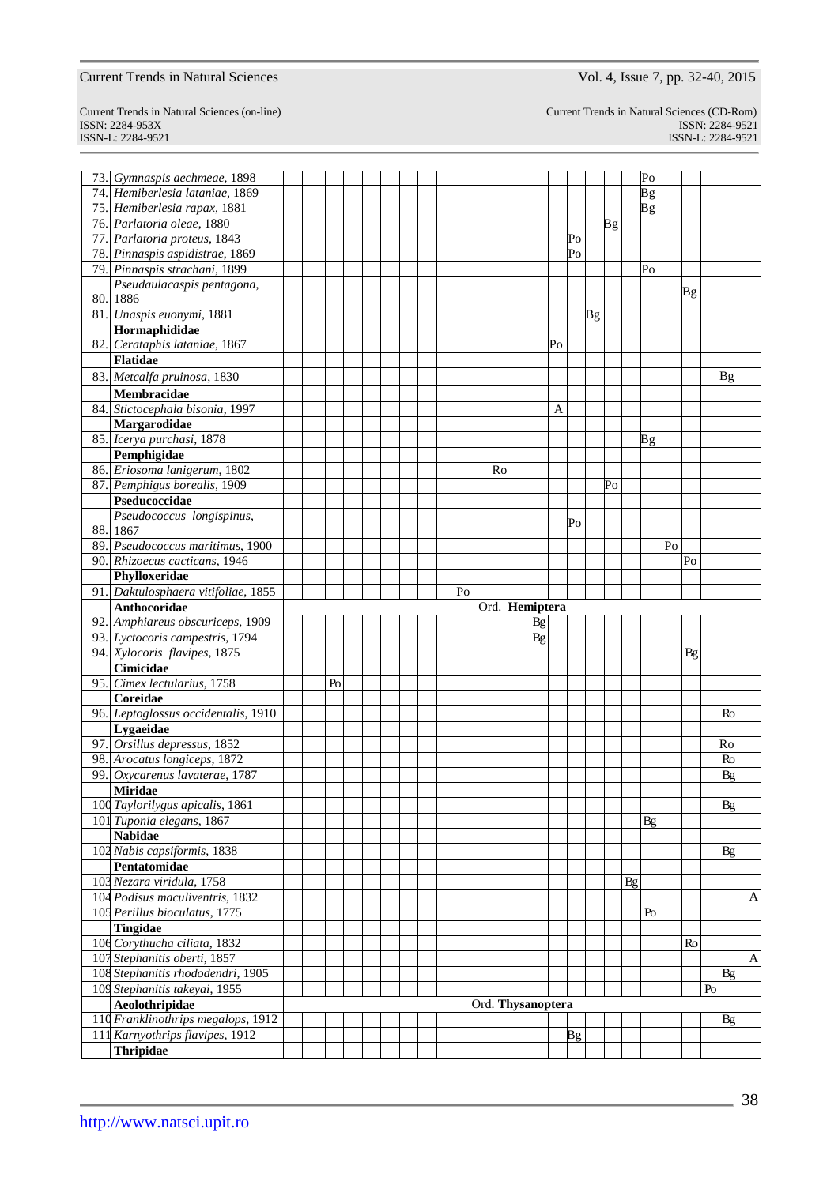| | | | | | | | | | | | | | | | | | | | | | | | | | | |
|---|---|---|---|---|---|---|---|---|---|---|---|---|---|---|---|---|---|---|---|---|---|---|---|---|---|---|
| 73. | *Gymnaspis aechmeae*, 1898 | | | | | | | | | | | | | | | | | | | | Po | | | | | |
| 74. | *Hemiberlesia lataniae*, 1869 | | | | | | | | | | | | | | | | | | | | Bg | | | | | |
| 75. | *Hemiberlesia rapax*, 1881 | | | | | | | | | | | | | | | | | | | | Bg | | | | | |
| 76. | *Parlatoria oleae*, 1880 | | | | | | | | | | | | | | | | | | Bg | | | | | | | |
| 77. | *Parlatoria proteus*, 1843 | | | | | | | | | | | | | | | | Po | | | | | | | | | |
| 78. | *Pinnaspis aspidistrae*, 1869 | | | | | | | | | | | | | | | | Po | | | | | | | | | |
| 79. | *Pinnaspis strachani*, 1899 | | | | | | | | | | | | | | | | | | | | Po | | | | | |
| 80. | *Pseudaulacaspis pentagona*, 1886 | | | | | | | | | | | | | | | | | | | | | | Bg | | | |
| 81. | *Unaspis euonymi*, 1881 | | | | | | | | | | | | | | | | | Bg | | | | | | | | |
| | **Hormaphididae** | | | | | | | | | | | | | | | | | | | | | | | | | |
| 82. | *Cerataphis lataniae*, 1867 | | | | | | | | | | | | | | | Po | | | | | | | | | | |
| | **Flatidae** | | | | | | | | | | | | | | | | | | | | | | | | | |
| 83. | *Metcalfa pruinosa*, 1830 | | | | | | | | | | | | | | | | | | | | | | | | Bg | |
| | **Membracidae** | | | | | | | | | | | | | | | | | | | | | | | | | |
| 84. | *Stictocephala bisonia*, 1997 | | | | | | | | | | | | | | | A | | | | | | | | | | |
| | **Margarodidae** | | | | | | | | | | | | | | | | | | | | | | | | | |
| 85. | *Icerya purchasi*, 1878 | | | | | | | | | | | | | | | | | | | | Bg | | | | | |
| | **Pemphigidae** | | | | | | | | | | | | | | | | | | | | | | | | | |
| 86. | *Eriosoma lanigerum*, 1802 | | | | | | | | | | | | Ro | | | | | | | | | | | | | |
| 87. | *Pemphigus borealis*, 1909 | | | | | | | | | | | | | | | | | | Po | | | | | | | |
| | **Pseducoccidae** | | | | | | | | | | | | | | | | | | | | | | | | | |
| 88. | *Pseudococcus longispinus*, 1867 | | | | | | | | | | | | | | | | Po | | | | | | | | | |
| 89. | *Pseudococcus maritimus*, 1900 | | | | | | | | | | | | | | | | | | | | | Po | | | | |
| 90. | *Rhizoecus cacticans*, 1946 | | | | | | | | | | | | | | | | | | | | | | Po | | | |
| | **Phylloxeridae** | | | | | | | | | | | | | | | | | | | | | | | | | |
| 91. | *Daktulosphaera vitifoliae*, 1855 | | | | | | | | | | Po | | | | | | | | | | | | | | | |
| | **Anthocoridae** | | | | | | | | | | | | Ord. **Hemiptera** | | | | | | | | | | | | | |
| 92. | *Amphiareus obscuriceps*, 1909 | | | | | | | | | | | | | | Bg | | | | | | | | | | | |
| 93. | *Lyctocoris campestris*, 1794 | | | | | | | | | | | | | | Bg | | | | | | | | | | | |
| 94. | *Xylocoris flavipes*, 1875 | | | | | | | | | | | | | | | | | | | | | | Bg | | | |
| | **Cimicidae** | | | | | | | | | | | | | | | | | | | | | | | | | |
| 95. | *Cimex lectularius*, 1758 | | | Po | | | | | | | | | | | | | | | | | | | | | | |
| | **Coreidae** | | | | | | | | | | | | | | | | | | | | | | | | | |
| 96. | *Leptoglossus occidentalis*, 1910 | | | | | | | | | | | | | | | | | | | | | | | | Ro | |
| | **Lygaeidae** | | | | | | | | | | | | | | | | | | | | | | | | | |
| 97. | *Orsillus depressus*, 1852 | | | | | | | | | | | | | | | | | | | | | | | | Ro | |
| 98. | *Arocatus longiceps*, 1872 | | | | | | | | | | | | | | | | | | | | | | | | Ro | |
| 99. | *Oxycarenus lavaterae*, 1787 | | | | | | | | | | | | | | | | | | | | | | | | Bg | |
| | **Miridae** | | | | | | | | | | | | | | | | | | | | | | | | | |
| 100. | *Taylorilygus apicalis*, 1861 | | | | | | | | | | | | | | | | | | | | | | | | Bg | |
| 101. | *Tuponia elegans*, 1867 | | | | | | | | | | | | | | | | | | | | Bg | | | | | |
| | **Nabidae** | | | | | | | | | | | | | | | | | | | | | | | | | |
| 102. | *Nabis capsiformis*, 1838 | | | | | | | | | | | | | | | | | | | | | | | | Bg | |
| | **Pentatomidae** | | | | | | | | | | | | | | | | | | | | | | | | | |
| 103. | *Nezara viridula*, 1758 | | | | | | | | | | | | | | | | | | | Bg | | | | | | |
| 104. | *Podisus maculiventris*, 1832 | | | | | | | | | | | | | | | | | | | | | | | | | A |
| 105. | *Perillus bioculatus*, 1775 | | | | | | | | | | | | | | | | | | | | Po | | | | | |
| | **Tingidae** | | | | | | | | | | | | | | | | | | | | | | | | | |
| 106. | *Corythucha ciliata*, 1832 | | | | | | | | | | | | | | | | | | | | | | Ro | | | |
| 107. | *Stephanitis oberti*, 1857 | | | | | | | | | | | | | | | | | | | | | | | | | A |
| 108. | *Stephanitis rhododendri*, 1905 | | | | | | | | | | | | | | | | | | | | | | | | Bg | |
| 109. | *Stephanitis takeyai*, 1955 | | | | | | | | | | | | | | | | | | | | | | | Po | | |
| | **Aeolothripidae** | | | | | | | | | | | | Ord. **Thysanoptera** | | | | | | | | | | | | | |
| 110. | *Franklinothrips megalops*, 1912 | | | | | | | | | | | | | | | | | | | | | | | | Bg | |
| 111. | *Karnyothrips flavipes*, 1912 | | | | | | | | | | | | | | | | Bg | | | | | | | | | |
| | **Thripidae** | | | | | | | | | | | | | | | | | | | | | | | | | |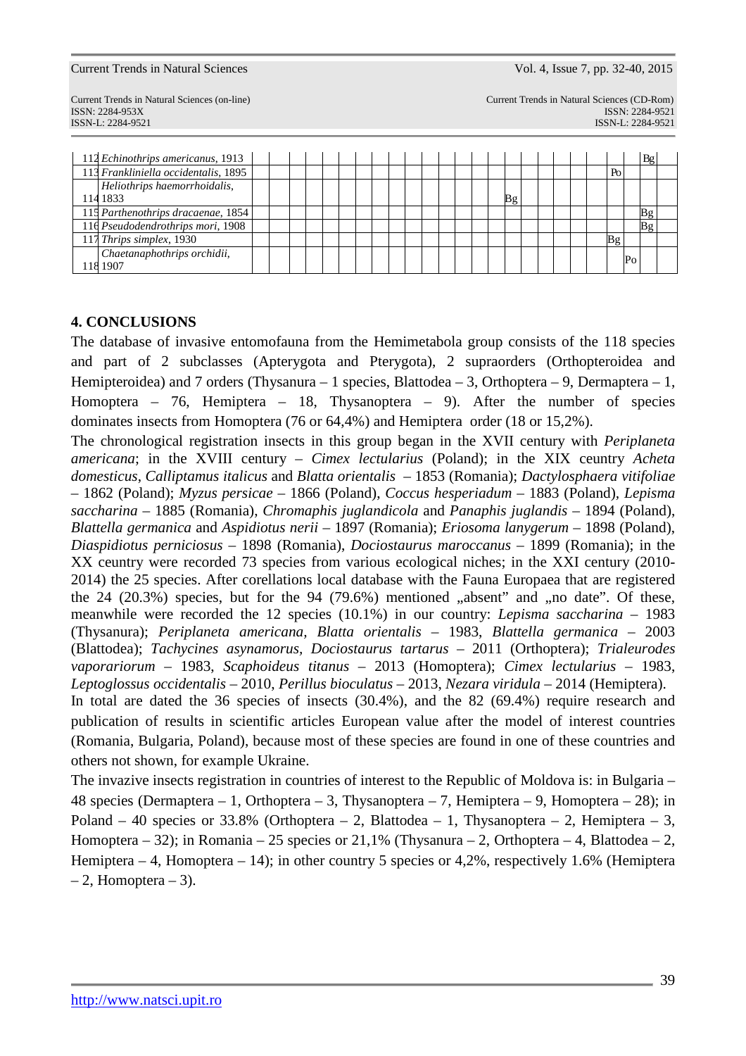| | | | | | | | | | | | | | | | | | | | | | | | | | | |
|---|---|---|---|---|---|---|---|---|---|---|---|---|---|---|---|---|---|---|---|---|---|---|---|---|---|---|
| 112 | *Echinothrips americanus*, 1913 | | | | | | | | | | | | | | | | | | | | | | | Bg | |
| 113 | *Frankliniella occidentalis*, 1895 | | | | | | | | | | | | | | | | | | | | | Po | | | |
| 114 | *Heliothrips haemorrhoidalis*, 1833 | | | | | | | | | | | | | | | Bg | | | | | | | | | |
| 115 | *Parthenothrips dracaenae*, 1854 | | | | | | | | | | | | | | | | | | | | | | | Bg | |
| 116 | *Pseudodendrothrips mori*, 1908 | | | | | | | | | | | | | | | | | | | | | | | Bg | |
| 117 | *Thrips simplex*, 1930 | | | | | | | | | | | | | | | | | | | | | Bg | | | |
| 118 | *Chaetanaphothrips orchidii*, 1907 | | | | | | | | | | | | | | | | | | | | | | Po | | |

## 4. CONCLUSIONS

The database of invasive entomofauna from the Hemimetabola group consists of the 118 species and part of 2 subclasses (Apterygota and Pterygota), 2 supraorders (Orthopteroidea and Hemipteroidea) and 7 orders (Thysanura – 1 species, Blattodea – 3, Orthoptera – 9, Dermaptera – 1, Homoptera – 76, Hemiptera – 18, Thysanoptera – 9). After the number of species dominates insects from Homoptera (76 or 64,4%) and Hemiptera order (18 or 15,2%).

The chronological registration insects in this group began in the XVII century with *Periplaneta americana*; in the XVIII century – *Cimex lectularius* (Poland); in the XIX ceuntry *Acheta domesticus*, *Calliptamus italicus* and *Blatta orientalis* – 1853 (Romania); *Dactylosphaera vitifoliae* – 1862 (Poland); *Myzus persicae* – 1866 (Poland), *Coccus hesperiadum* – 1883 (Poland), *Lepisma saccharina* – 1885 (Romania), *Chromaphis juglandicola* and *Panaphis juglandis* – 1894 (Poland), *Blattella germanica* and *Aspidiotus nerii* – 1897 (Romania); *Eriosoma lanygerum* – 1898 (Poland), *Diaspidiotus perniciosus* – 1898 (Romania), *Dociostaurus maroccanus* – 1899 (Romania); in the XX ceuntry were recorded 73 species from various ecological niches; in the XXI century (2010-2014) the 25 species. After corellations local database with the Fauna Europaea that are registered the 24 (20.3%) species, but for the 94 (79.6%) mentioned „absent" and „no date". Of these, meanwhile were recorded the 12 species (10.1%) in our country: *Lepisma saccharina* – 1983 (Thysanura); *Periplaneta americana*, *Blatta orientalis* – 1983, *Blattella germanica* – 2003 (Blattodea); *Tachycines asynamorus*, *Dociostaurus tartarus* – 2011 (Orthoptera); *Trialeurodes vaporariorum* – 1983, *Scaphoideus titanus* – 2013 (Homoptera); *Cimex lectularius* – 1983, *Leptoglossus occidentalis* – 2010, *Perillus bioculatus* – 2013, *Nezara viridula* – 2014 (Hemiptera).

In total are dated the 36 species of insects (30.4%), and the 82 (69.4%) require research and publication of results in scientific articles European value after the model of interest countries (Romania, Bulgaria, Poland), because most of these species are found in one of these countries and others not shown, for example Ukraine.

The invazive insects registration in countries of interest to the Republic of Moldova is: in Bulgaria – 48 species (Dermaptera – 1, Orthoptera – 3, Thysanoptera – 7, Hemiptera – 9, Homoptera – 28); in Poland – 40 species or 33.8% (Orthoptera – 2, Blattodea – 1, Thysanoptera – 2, Hemiptera – 3, Homoptera – 32); in Romania – 25 species or 21,1% (Thysanura – 2, Orthoptera – 4, Blattodea – 2, Hemiptera – 4, Homoptera – 14); in other country 5 species or 4,2%, respectively 1.6% (Hemiptera – 2, Homoptera – 3).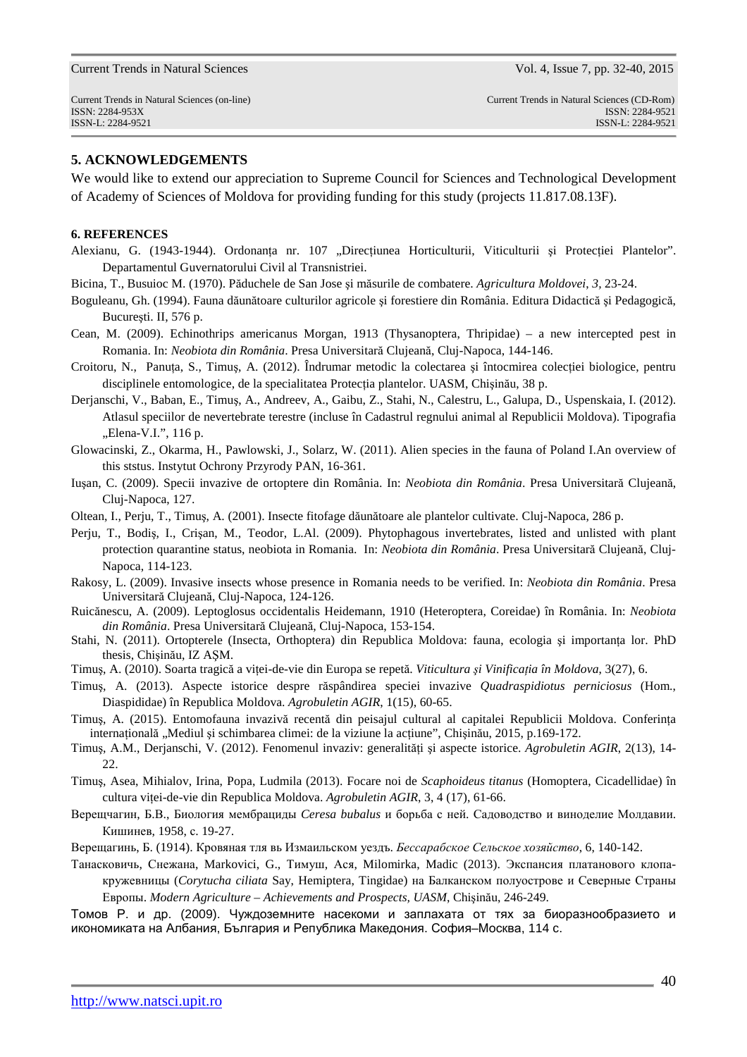## 5. ACKNOWLEDGEMENTS

We would like to extend our appreciation to Supreme Council for Sciences and Technological Development of Academy of Sciences of Moldova for providing funding for this study (projects 11.817.08.13F).

## 6. REFERENCES

Alexianu, G. (1943-1944). Ordonanța nr. 107 „Direcțiunea Horticulturii, Viticulturii și Protecției Plantelor". Departamentul Guvernatorului Civil al Transnistriei.

Bicina, T., Busuioc M. (1970). Păduchele de San Jose și măsurile de combatere. *Agricultura Moldovei*, *3*, 23-24.

Boguleanu, Gh. (1994). Fauna dăunătoare culturilor agricole și forestiere din România. Editura Didactică și Pedagogică, București. II, 576 p.

Cean, M. (2009). Echinothrips americanus Morgan, 1913 (Thysanoptera, Thripidae) – a new intercepted pest in Romania. In: *Neobiota din România*. Presa Universitară Clujeană, Cluj-Napoca, 144-146.

Croitoru, N., Panuța, S., Timuș, A. (2012). Îndrumar metodic la colectarea și întocmirea colecției biologice, pentru disciplinele entomologice, de la specialitatea Protecția plantelor. UASM, Chișinău, 38 p.

Derjanschi, V., Baban, E., Timuș, A., Andreev, A., Gaibu, Z., Stahi, N., Calestru, L., Galupa, D., Uspenskaia, I. (2012). Atlasul speciilor de nevertebrate terestre (incluse în Cadastrul regnului animal al Republicii Moldova). Tipografia „Elena-V.I.", 116 p.

Glowacinski, Z., Okarma, H., Pawlowski, J., Solarz, W. (2011). Alien species in the fauna of Poland I.An overview of this ststus. Instytut Ochrony Przyrody PAN, 16-361.

Iușan, C. (2009). Specii invazive de ortoptere din România. In: *Neobiota din România*. Presa Universitară Clujeană, Cluj-Napoca, 127.

Oltean, I., Perju, T., Timuș, A. (2001). Insecte fitofage dăunătoare ale plantelor cultivate. Cluj-Napoca, 286 p.

Perju, T., Bodiș, I., Crișan, M., Teodor, L.Al. (2009). Phytophagous invertebrates, listed and unlisted with plant protection quarantine status, neobiota in Romania. In: *Neobiota din România*. Presa Universitară Clujeană, Cluj-Napoca, 114-123.

Rakosy, L. (2009). Invasive insects whose presence in Romania needs to be verified. In: *Neobiota din România*. Presa Universitară Clujeană, Cluj-Napoca, 124-126.

Ruicănescu, A. (2009). Leptoglosus occidentalis Heidemann, 1910 (Heteroptera, Coreidae) în România. In: *Neobiota din România*. Presa Universitară Clujeană, Cluj-Napoca, 153-154.

Stahi, N. (2011). Ortopterele (Insecta, Orthoptera) din Republica Moldova: fauna, ecologia și importanța lor. PhD thesis, Chișinău, IZ AȘM.

Timuș, A. (2010). Soarta tragică a viței-de-vie din Europa se repetă. *Viticultura și Vinificația în Moldova*, 3(27), 6.

Timuș, A. (2013). Aspecte istorice despre răspândirea speciei invazive *Quadraspidiotus perniciosus* (Hom., Diaspididae) în Republica Moldova. *Agrobuletin AGIR*, 1(15), 60-65.

Timuș, A. (2015). Entomofauna invazivă recentă din peisajul cultural al capitalei Republicii Moldova. Conferința internațională „Mediul și schimbarea climei: de la viziune la acțiune", Chișinău, 2015, p.169-172.

Timuș, A.M., Derjanschi, V. (2012). Fenomenul invaziv: generalități și aspecte istorice. *Agrobuletin AGIR*, 2(13), 14-22.

Timuș, Asea, Mihialov, Irina, Popa, Ludmila (2013). Focare noi de *Scaphoideus titanus* (Homoptera, Cicadellidae) în cultura viței-de-vie din Republica Moldova. *Agrobuletin AGIR*, 3, 4 (17), 61-66.

Верещчагин, Б.В., Биология мембрациды *Ceresa bubalus* и борьба с ней. Садоводство и виноделие Молдавии. Кишинев, 1958, с. 19-27.

Верещагинъ, Б. (1914). Кровяная тля въ Измаильском уездъ. *Бессарабское Сельское хозяйство*, 6, 140-142.

Танасковичь, Снежана, Markovici, G., Тимуш, Ася, Milomirka, Madic (2013). Экспансия платанового клопа-кружевницы (*Corytucha ciliata* Say, Hemiptera, Tingidae) на Балканском полуострове и Северные Страны Европы. *Modern Agriculture – Achievements and Prospects, UASM*, Chișinău, 246-249.

Томов Р. и др. (2009). Чуждоземните насекоми и заплахата от тях за биоразнообразието и икономиката на Албания, България и Република Македония. София–Москва, 114 с.